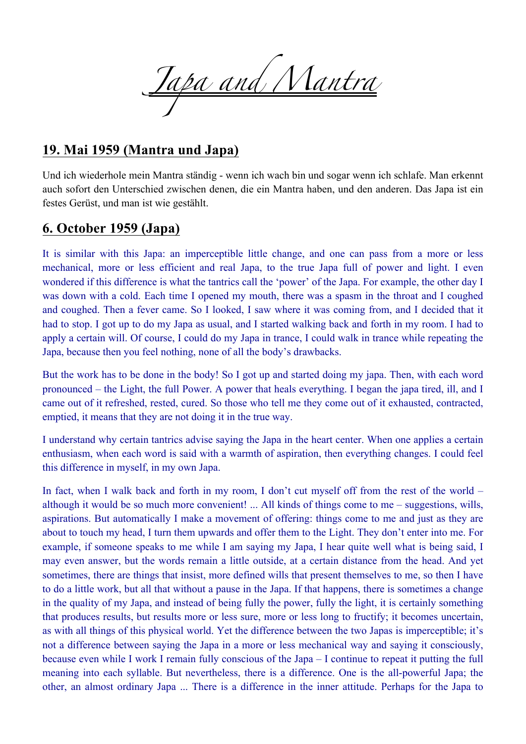# *Japa and Mantra*

## 19. Mai 1959 (Mantra und Japa)

Und ich wiederhole mein Mantra ständig - wenn ich wach bin und sogar wenn ich schlafe. Man erkennt auch sofort den Unterschied zwischen denen, die ein Mantra haben, und den anderen. Das Japa ist ein festes Gerüst, und man ist wie gestählt.

## 6. October 1959 (Japa)

It is similar with this Japa: an imperceptible little change, and one can pass from a more or less mechanical, more or less efficient and real Japa, to the true Japa full of power and light. I even wondered if this difference is what the tantrics call the 'power' of the Japa. For example, the other day I was down with a cold. Each time I opened my mouth, there was a spasm in the throat and I coughed and coughed. Then a fever came. So I looked, I saw where it was coming from, and I decided that it had to stop. I got up to do my Japa as usual, and I started walking back and forth in my room. I had to apply a certain will. Of course, I could do my Japa in trance, I could walk in trance while repeating the Japa, because then you feel nothing, none of all the body's drawbacks.

But the work has to be done in the body! So I got up and started doing my japa. Then, with each word pronounced – the Light, the full Power. A power that heals everything. I began the japa tired, ill, and I came out of it refreshed, rested, cured. So those who tell me they come out of it exhausted, contracted, emptied, it means that they are not doing it in the true way.

I understand why certain tantrics advise saying the Japa in the heart center. When one applies a certain enthusiasm, when each word is said with a warmth of aspiration, then everything changes. I could feel this difference in myself, in my own Japa.

In fact, when I walk back and forth in my room, I don't cut myself off from the rest of the world – although it would be so much more convenient! ... All kinds of things come to me – suggestions, wills, aspirations. But automatically I make a movement of offering: things come to me and just as they are about to touch my head, I turn them upwards and offer them to the Light. They don't enter into me. For example, if someone speaks to me while I am saying my Japa, I hear quite well what is being said, I may even answer, but the words remain a little outside, at a certain distance from the head. And yet sometimes, there are things that insist, more defined wills that present themselves to me, so then I have to do a little work, but all that without a pause in the Japa. If that happens, there is sometimes a change in the quality of my Japa, and instead of being fully the power, fully the light, it is certainly something that produces results, but results more or less sure, more or less long to fructify; it becomes uncertain, as with all things of this physical world. Yet the difference between the two Japas is imperceptible; it's not a difference between saying the Japa in a more or less mechanical way and saying it consciously, because even while I work I remain fully conscious of the Japa – I continue to repeat it putting the full meaning into each syllable. But nevertheless, there is a difference. One is the all-powerful Japa; the other, an almost ordinary Japa ... There is a difference in the inner attitude. Perhaps for the Japa to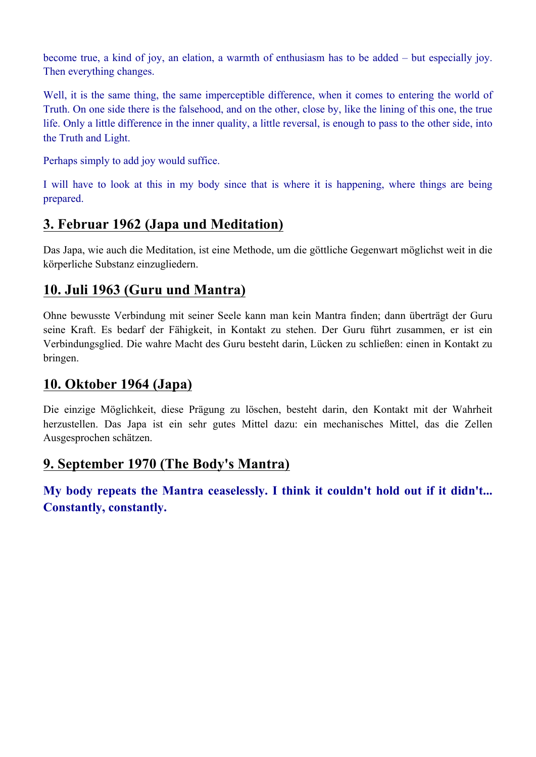become true, a kind of joy, an elation, a warmth of enthusiasm has to be added – but especially joy. Then everything changes.

Well, it is the same thing, the same imperceptible difference, when it comes to entering the world of Truth. On one side there is the falsehood, and on the other, close by, like the lining of this one, the true life. Only a little difference in the inner quality, a little reversal, is enough to pass to the other side, into the Truth and Light.

Perhaps simply to add joy would suffice.

I will have to look at this in my body since that is where it is happening, where things are being prepared.

## 3. Februar 1962 (Japa und Meditation)

Das Japa, wie auch die Meditation, ist eine Methode, um die göttliche Gegenwart möglichst weit in die körperliche Substanz einzugliedern.

## 10. Juli 1963 (Guru und Mantra)

Ohne bewusste Verbindung mit seiner Seele kann man kein Mantra finden; dann überträgt der Guru seine Kraft. Es bedarf der Fähigkeit, in Kontakt zu stehen. Der Guru führt zusammen, er ist ein Verbindungsglied. Die wahre Macht des Guru besteht darin, Lücken zu schließen: einen in Kontakt zu bringen.

## 10. Oktober 1964 (Japa)

Die einzige Möglichkeit, diese Prägung zu löschen, besteht darin, den Kontakt mit der Wahrheit herzustellen. Das Japa ist ein sehr gutes Mittel dazu: ein mechanisches Mittel, das die Zellen Ausgesprochen schätzen.

## 9. September 1970 (The Body's Mantra)

**My body repeats the Mantra ceaselessly. I think it couldn't hold out if it didn't... Constantly, constantly.**